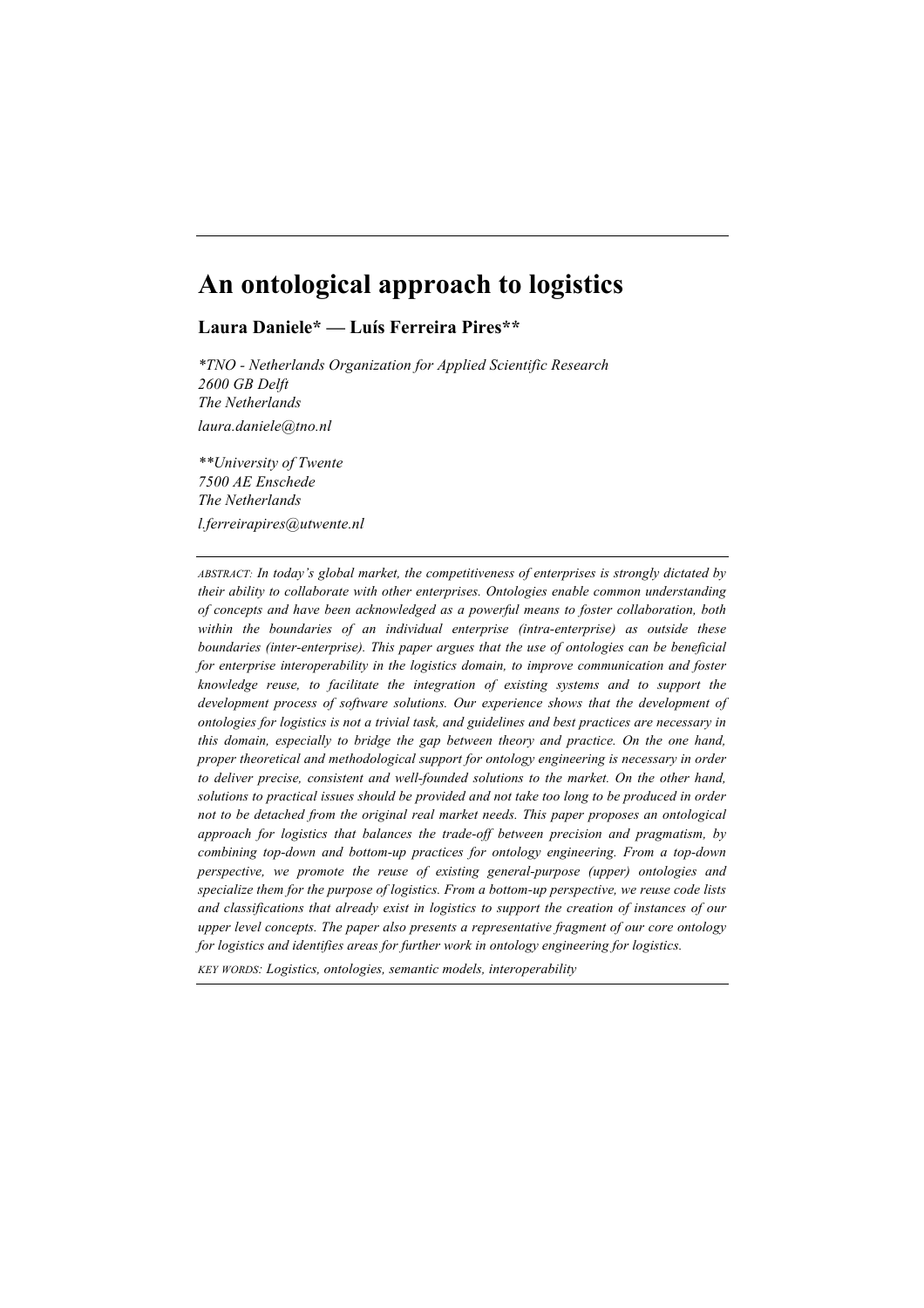# An ontological approach to logistics

**Laura Daniele\* — Luís Ferreira Pires\*\***

*\*TNO - Netherlands Organization for Applied Scientific Research*
*2600 GB Delft*
*The Netherlands*
*laura.daniele@tno.nl*

*\*\*University of Twente*
*7500 AE Enschede*
*The Netherlands*
*l.ferreirapires@utwente.nl*

---

ABSTRACT: *In today's global market, the competitiveness of enterprises is strongly dictated by their ability to collaborate with other enterprises. Ontologies enable common understanding of concepts and have been acknowledged as a powerful means to foster collaboration, both within the boundaries of an individual enterprise (intra-enterprise) as outside these boundaries (inter-enterprise). This paper argues that the use of ontologies can be beneficial for enterprise interoperability in the logistics domain, to improve communication and foster knowledge reuse, to facilitate the integration of existing systems and to support the development process of software solutions. Our experience shows that the development of ontologies for logistics is not a trivial task, and guidelines and best practices are necessary in this domain, especially to bridge the gap between theory and practice. On the one hand, proper theoretical and methodological support for ontology engineering is necessary in order to deliver precise, consistent and well-founded solutions to the market. On the other hand, solutions to practical issues should be provided and not take too long to be produced in order not to be detached from the original real market needs. This paper proposes an ontological approach for logistics that balances the trade-off between precision and pragmatism, by combining top-down and bottom-up practices for ontology engineering. From a top-down perspective, we promote the reuse of existing general-purpose (upper) ontologies and specialize them for the purpose of logistics. From a bottom-up perspective, we reuse code lists and classifications that already exist in logistics to support the creation of instances of our upper level concepts. The paper also presents a representative fragment of our core ontology for logistics and identifies areas for further work in ontology engineering for logistics.*

KEY WORDS: *Logistics, ontologies, semantic models, interoperability*

---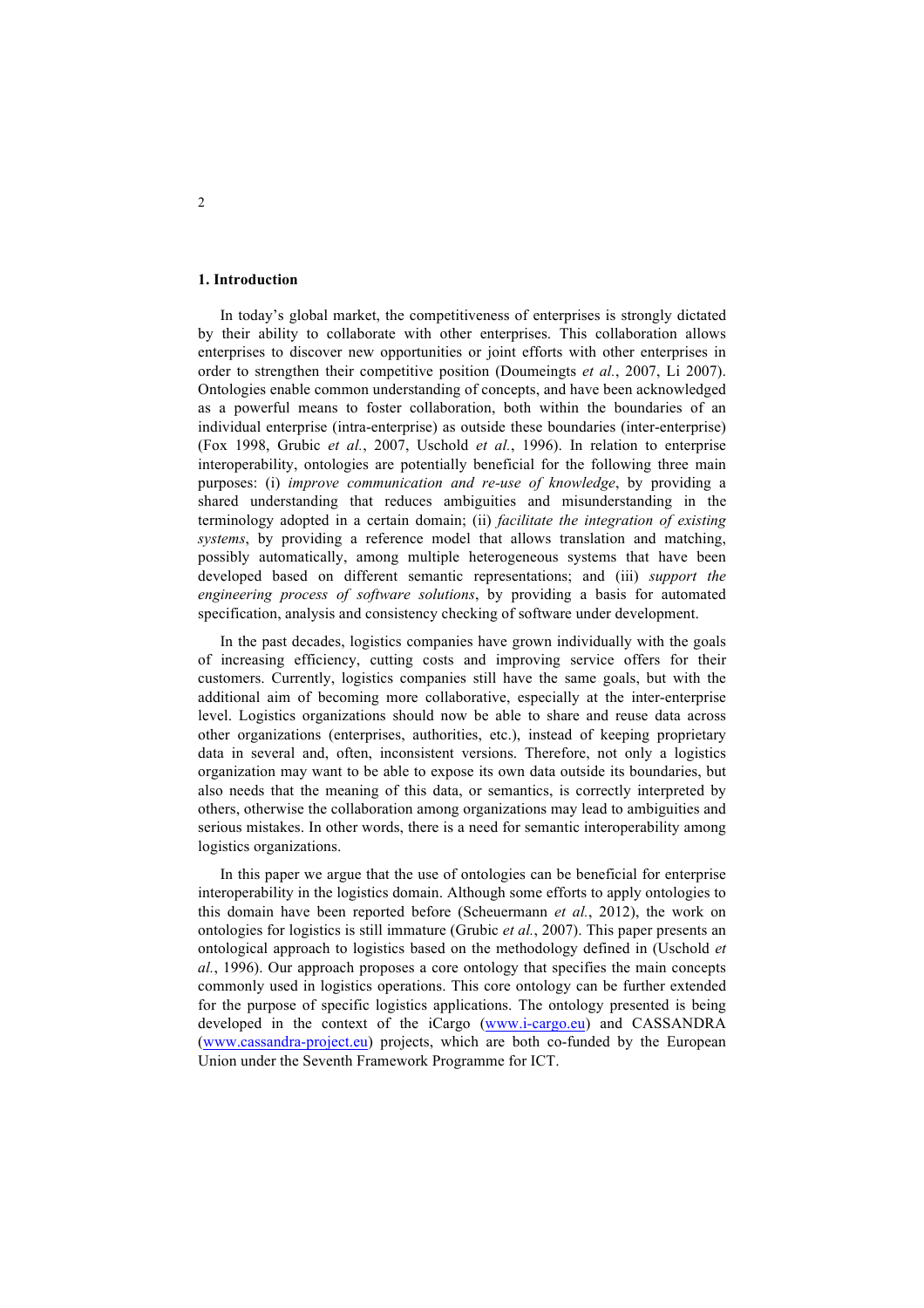## 1. Introduction

In today's global market, the competitiveness of enterprises is strongly dictated by their ability to collaborate with other enterprises. This collaboration allows enterprises to discover new opportunities or joint efforts with other enterprises in order to strengthen their competitive position (Doumeingts *et al.*, 2007, Li 2007). Ontologies enable common understanding of concepts, and have been acknowledged as a powerful means to foster collaboration, both within the boundaries of an individual enterprise (intra-enterprise) as outside these boundaries (inter-enterprise) (Fox 1998, Grubic *et al.*, 2007, Uschold *et al.*, 1996). In relation to enterprise interoperability, ontologies are potentially beneficial for the following three main purposes: (i) *improve communication and re-use of knowledge*, by providing a shared understanding that reduces ambiguities and misunderstanding in the terminology adopted in a certain domain; (ii) *facilitate the integration of existing systems*, by providing a reference model that allows translation and matching, possibly automatically, among multiple heterogeneous systems that have been developed based on different semantic representations; and (iii) *support the engineering process of software solutions*, by providing a basis for automated specification, analysis and consistency checking of software under development.

In the past decades, logistics companies have grown individually with the goals of increasing efficiency, cutting costs and improving service offers for their customers. Currently, logistics companies still have the same goals, but with the additional aim of becoming more collaborative, especially at the inter-enterprise level. Logistics organizations should now be able to share and reuse data across other organizations (enterprises, authorities, etc.), instead of keeping proprietary data in several and, often, inconsistent versions. Therefore, not only a logistics organization may want to be able to expose its own data outside its boundaries, but also needs that the meaning of this data, or semantics, is correctly interpreted by others, otherwise the collaboration among organizations may lead to ambiguities and serious mistakes. In other words, there is a need for semantic interoperability among logistics organizations.

In this paper we argue that the use of ontologies can be beneficial for enterprise interoperability in the logistics domain. Although some efforts to apply ontologies to this domain have been reported before (Scheuermann *et al.*, 2012), the work on ontologies for logistics is still immature (Grubic *et al.*, 2007). This paper presents an ontological approach to logistics based on the methodology defined in (Uschold *et al.*, 1996). Our approach proposes a core ontology that specifies the main concepts commonly used in logistics operations. This core ontology can be further extended for the purpose of specific logistics applications. The ontology presented is being developed in the context of the iCargo (www.i-cargo.eu) and CASSANDRA (www.cassandra-project.eu) projects, which are both co-funded by the European Union under the Seventh Framework Programme for ICT.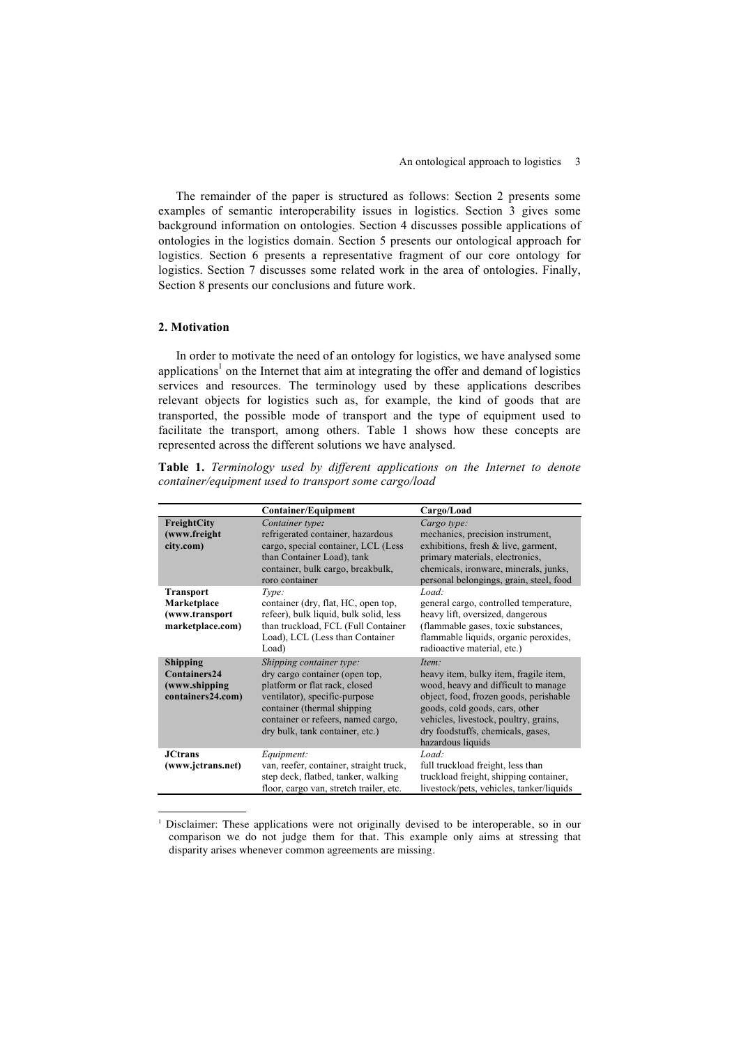The remainder of the paper is structured as follows: Section 2 presents some examples of semantic interoperability issues in logistics. Section 3 gives some background information on ontologies. Section 4 discusses possible applications of ontologies in the logistics domain. Section 5 presents our ontological approach for logistics. Section 6 presents a representative fragment of our core ontology for logistics. Section 7 discusses some related work in the area of ontologies. Finally, Section 8 presents our conclusions and future work.

## 2. Motivation

In order to motivate the need of an ontology for logistics, we have analysed some applications[1] on the Internet that aim at integrating the offer and demand of logistics services and resources. The terminology used by these applications describes relevant objects for logistics such as, for example, the kind of goods that are transported, the possible mode of transport and the type of equipment used to facilitate the transport, among others. Table 1 shows how these concepts are represented across the different solutions we have analysed.

**Table 1.** *Terminology used by different applications on the Internet to denote container/equipment used to transport some cargo/load*

| | Container/Equipment | Cargo/Load |
|---|---|---|
| **FreightCity (www.freightcity.com)** | *Container type:* refrigerated container, hazardous cargo, special container, LCL (Less than Container Load), tank container, bulk cargo, breakbulk, roro container | *Cargo type:* mechanics, precision instrument, exhibitions, fresh & live, garment, primary materials, electronics, chemicals, ironware, minerals, junks, personal belongings, grain, steel, food |
| **Transport Marketplace (www.transportmarketplace.com)** | *Type:* container (dry, flat, HC, open top, refeer), bulk liquid, bulk solid, less than truckload, FCL (Full Container Load), LCL (Less than Container Load) | *Load:* general cargo, controlled temperature, heavy lift, oversized, dangerous (flammable gases, toxic substances, flammable liquids, organic peroxides, radioactive material, etc.) |
| **Shipping Containers24 (www.shippingcontainers24.com)** | *Shipping container type:* dry cargo container (open top, platform or flat rack, closed ventilator), specific-purpose container (thermal shipping container or refeers, named cargo, dry bulk, tank container, etc.) | *Item:* heavy item, bulky item, fragile item, wood, heavy and difficult to manage object, food, frozen goods, perishable goods, cold goods, cars, other vehicles, livestock, poultry, grains, dry foodstuffs, chemicals, gases, hazardous liquids |
| **JCtrans (www.jctrans.net)** | *Equipment:* van, reefer, container, straight truck, step deck, flatbed, tanker, walking floor, cargo van, stretch trailer, etc. | *Load:* full truckload freight, less than truckload freight, shipping container, livestock/pets, vehicles, tanker/liquids |

[1] Disclaimer: These applications were not originally devised to be interoperable, so in our comparison we do not judge them for that. This example only aims at stressing that disparity arises whenever common agreements are missing.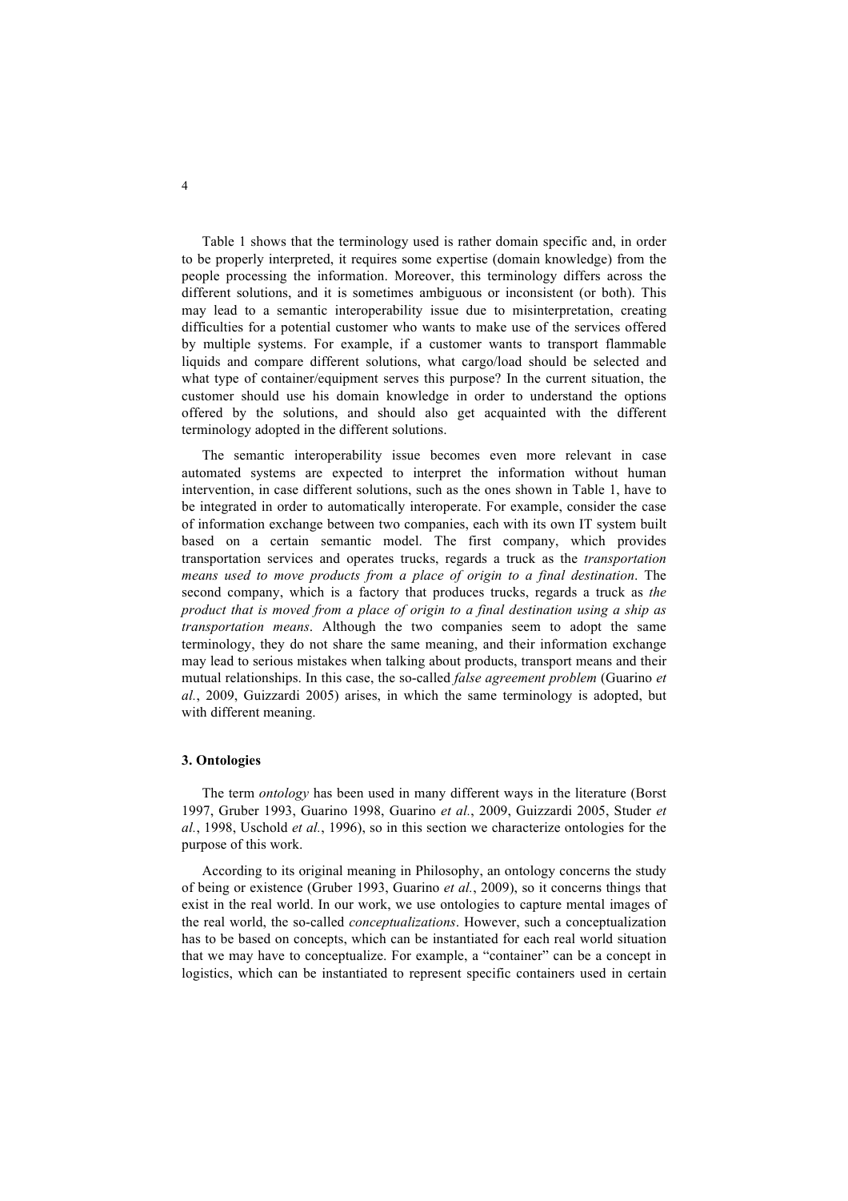Table 1 shows that the terminology used is rather domain specific and, in order to be properly interpreted, it requires some expertise (domain knowledge) from the people processing the information. Moreover, this terminology differs across the different solutions, and it is sometimes ambiguous or inconsistent (or both). This may lead to a semantic interoperability issue due to misinterpretation, creating difficulties for a potential customer who wants to make use of the services offered by multiple systems. For example, if a customer wants to transport flammable liquids and compare different solutions, what cargo/load should be selected and what type of container/equipment serves this purpose? In the current situation, the customer should use his domain knowledge in order to understand the options offered by the solutions, and should also get acquainted with the different terminology adopted in the different solutions.

The semantic interoperability issue becomes even more relevant in case automated systems are expected to interpret the information without human intervention, in case different solutions, such as the ones shown in Table 1, have to be integrated in order to automatically interoperate. For example, consider the case of information exchange between two companies, each with its own IT system built based on a certain semantic model. The first company, which provides transportation services and operates trucks, regards a truck as the *transportation means used to move products from a place of origin to a final destination*. The second company, which is a factory that produces trucks, regards a truck as *the product that is moved from a place of origin to a final destination using a ship as transportation means*. Although the two companies seem to adopt the same terminology, they do not share the same meaning, and their information exchange may lead to serious mistakes when talking about products, transport means and their mutual relationships. In this case, the so-called *false agreement problem* (Guarino *et al.*, 2009, Guizzardi 2005) arises, in which the same terminology is adopted, but with different meaning.

### 3. Ontologies

The term *ontology* has been used in many different ways in the literature (Borst 1997, Gruber 1993, Guarino 1998, Guarino *et al.*, 2009, Guizzardi 2005, Studer *et al.*, 1998, Uschold *et al.*, 1996), so in this section we characterize ontologies for the purpose of this work.

According to its original meaning in Philosophy, an ontology concerns the study of being or existence (Gruber 1993, Guarino *et al.*, 2009), so it concerns things that exist in the real world. In our work, we use ontologies to capture mental images of the real world, the so-called *conceptualizations*. However, such a conceptualization has to be based on concepts, which can be instantiated for each real world situation that we may have to conceptualize. For example, a "container" can be a concept in logistics, which can be instantiated to represent specific containers used in certain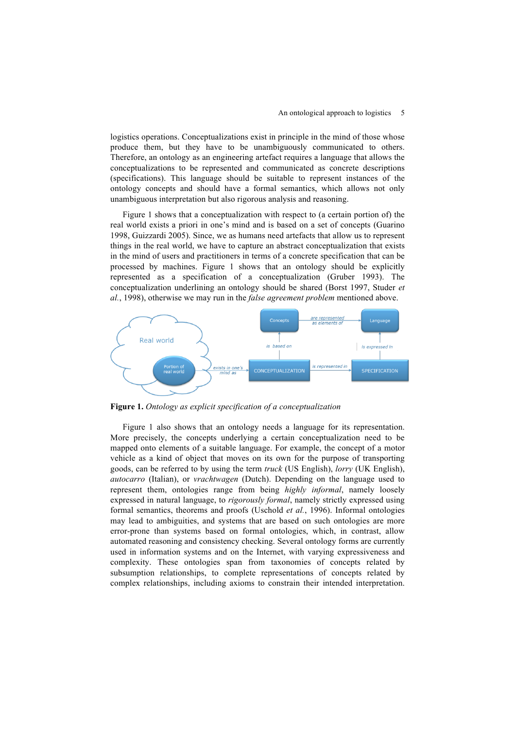logistics operations. Conceptualizations exist in principle in the mind of those whose produce them, but they have to be unambiguously communicated to others. Therefore, an ontology as an engineering artefact requires a language that allows the conceptualizations to be represented and communicated as concrete descriptions (specifications). This language should be suitable to represent instances of the ontology concepts and should have a formal semantics, which allows not only unambiguous interpretation but also rigorous analysis and reasoning.

Figure 1 shows that a conceptualization with respect to (a certain portion of) the real world exists a priori in one's mind and is based on a set of concepts (Guarino 1998, Guizzardi 2005). Since, we as humans need artefacts that allow us to represent things in the real world, we have to capture an abstract conceptualization that exists in the mind of users and practitioners in terms of a concrete specification that can be processed by machines. Figure 1 shows that an ontology should be explicitly represented as a specification of a conceptualization (Gruber 1993). The conceptualization underlining an ontology should be shared (Borst 1997, Studer *et al.*, 1998), otherwise we may run in the *false agreement problem* mentioned above.

**Figure 1.** *Ontology as explicit specification of a conceptualization*

Figure 1 also shows that an ontology needs a language for its representation. More precisely, the concepts underlying a certain conceptualization need to be mapped onto elements of a suitable language. For example, the concept of a motor vehicle as a kind of object that moves on its own for the purpose of transporting goods, can be referred to by using the term *truck* (US English), *lorry* (UK English), *autocarro* (Italian), or *vrachtwagen* (Dutch). Depending on the language used to represent them, ontologies range from being *highly informal*, namely loosely expressed in natural language, to *rigorously formal*, namely strictly expressed using formal semantics, theorems and proofs (Uschold *et al.*, 1996). Informal ontologies may lead to ambiguities, and systems that are based on such ontologies are more error-prone than systems based on formal ontologies, which, in contrast, allow automated reasoning and consistency checking. Several ontology forms are currently used in information systems and on the Internet, with varying expressiveness and complexity. These ontologies span from taxonomies of concepts related by subsumption relationships, to complete representations of concepts related by complex relationships, including axioms to constrain their intended interpretation.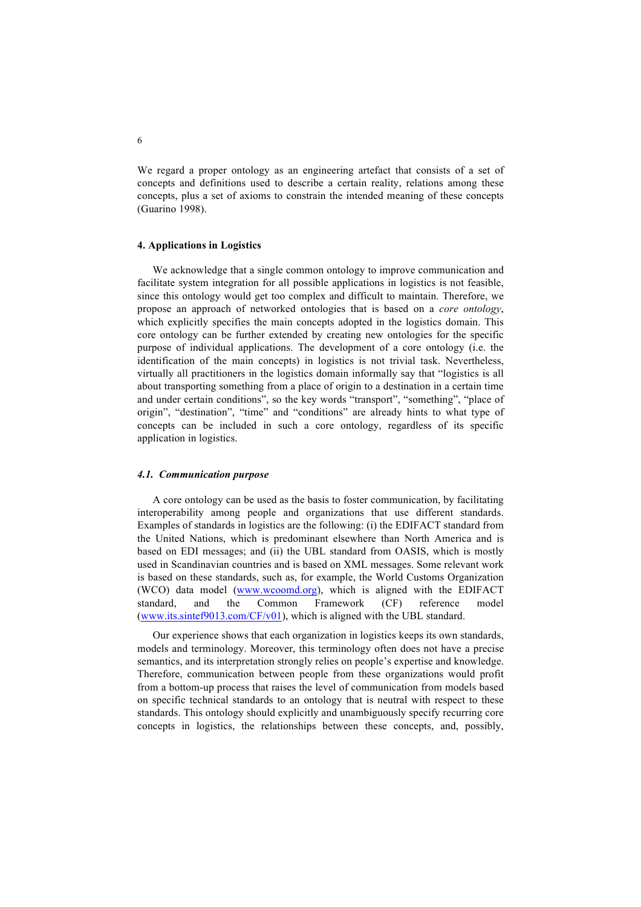We regard a proper ontology as an engineering artefact that consists of a set of concepts and definitions used to describe a certain reality, relations among these concepts, plus a set of axioms to constrain the intended meaning of these concepts (Guarino 1998).

## 4. Applications in Logistics

We acknowledge that a single common ontology to improve communication and facilitate system integration for all possible applications in logistics is not feasible, since this ontology would get too complex and difficult to maintain. Therefore, we propose an approach of networked ontologies that is based on a *core ontology*, which explicitly specifies the main concepts adopted in the logistics domain. This core ontology can be further extended by creating new ontologies for the specific purpose of individual applications. The development of a core ontology (i.e. the identification of the main concepts) in logistics is not trivial task. Nevertheless, virtually all practitioners in the logistics domain informally say that "logistics is all about transporting something from a place of origin to a destination in a certain time and under certain conditions", so the key words "transport", "something", "place of origin", "destination", "time" and "conditions" are already hints to what type of concepts can be included in such a core ontology, regardless of its specific application in logistics.

### *4.1. Communication purpose*

A core ontology can be used as the basis to foster communication, by facilitating interoperability among people and organizations that use different standards. Examples of standards in logistics are the following: (i) the EDIFACT standard from the United Nations, which is predominant elsewhere than North America and is based on EDI messages; and (ii) the UBL standard from OASIS, which is mostly used in Scandinavian countries and is based on XML messages. Some relevant work is based on these standards, such as, for example, the World Customs Organization (WCO) data model (www.wcoomd.org), which is aligned with the EDIFACT standard, and the Common Framework (CF) reference model (www.its.sintef9013.com/CF/v01), which is aligned with the UBL standard.

Our experience shows that each organization in logistics keeps its own standards, models and terminology. Moreover, this terminology often does not have a precise semantics, and its interpretation strongly relies on people's expertise and knowledge. Therefore, communication between people from these organizations would profit from a bottom-up process that raises the level of communication from models based on specific technical standards to an ontology that is neutral with respect to these standards. This ontology should explicitly and unambiguously specify recurring core concepts in logistics, the relationships between these concepts, and, possibly,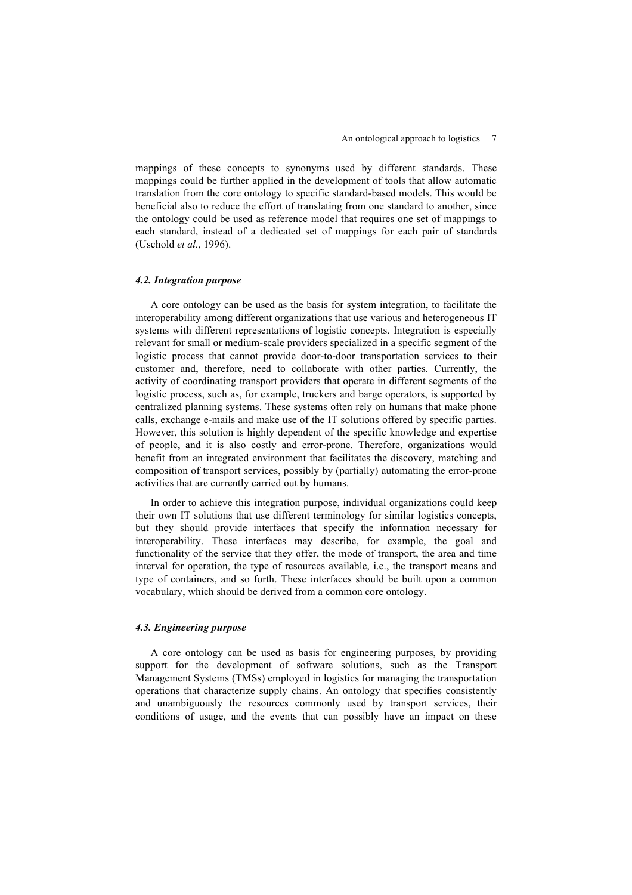mappings of these concepts to synonyms used by different standards. These mappings could be further applied in the development of tools that allow automatic translation from the core ontology to specific standard-based models. This would be beneficial also to reduce the effort of translating from one standard to another, since the ontology could be used as reference model that requires one set of mappings to each standard, instead of a dedicated set of mappings for each pair of standards (Uschold *et al.*, 1996).

### *4.2. Integration purpose*

A core ontology can be used as the basis for system integration, to facilitate the interoperability among different organizations that use various and heterogeneous IT systems with different representations of logistic concepts. Integration is especially relevant for small or medium-scale providers specialized in a specific segment of the logistic process that cannot provide door-to-door transportation services to their customer and, therefore, need to collaborate with other parties. Currently, the activity of coordinating transport providers that operate in different segments of the logistic process, such as, for example, truckers and barge operators, is supported by centralized planning systems. These systems often rely on humans that make phone calls, exchange e-mails and make use of the IT solutions offered by specific parties. However, this solution is highly dependent of the specific knowledge and expertise of people, and it is also costly and error-prone. Therefore, organizations would benefit from an integrated environment that facilitates the discovery, matching and composition of transport services, possibly by (partially) automating the error-prone activities that are currently carried out by humans.

In order to achieve this integration purpose, individual organizations could keep their own IT solutions that use different terminology for similar logistics concepts, but they should provide interfaces that specify the information necessary for interoperability. These interfaces may describe, for example, the goal and functionality of the service that they offer, the mode of transport, the area and time interval for operation, the type of resources available, i.e., the transport means and type of containers, and so forth. These interfaces should be built upon a common vocabulary, which should be derived from a common core ontology.

### *4.3. Engineering purpose*

A core ontology can be used as basis for engineering purposes, by providing support for the development of software solutions, such as the Transport Management Systems (TMSs) employed in logistics for managing the transportation operations that characterize supply chains. An ontology that specifies consistently and unambiguously the resources commonly used by transport services, their conditions of usage, and the events that can possibly have an impact on these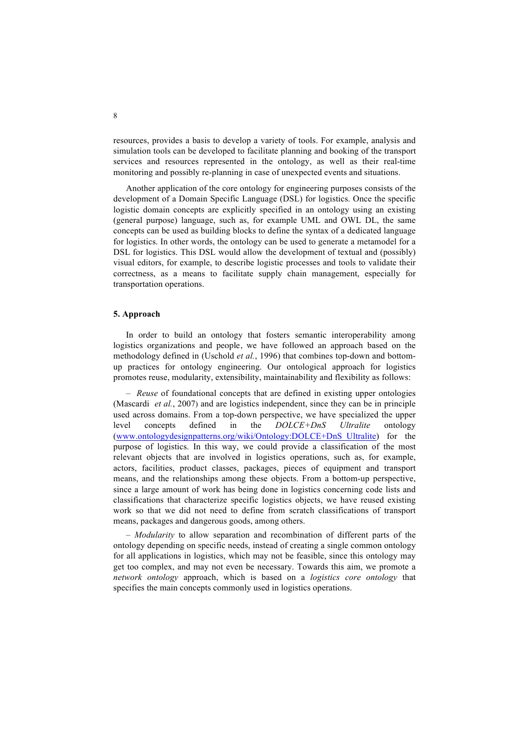resources, provides a basis to develop a variety of tools. For example, analysis and simulation tools can be developed to facilitate planning and booking of the transport services and resources represented in the ontology, as well as their real-time monitoring and possibly re-planning in case of unexpected events and situations.

Another application of the core ontology for engineering purposes consists of the development of a Domain Specific Language (DSL) for logistics. Once the specific logistic domain concepts are explicitly specified in an ontology using an existing (general purpose) language, such as, for example UML and OWL DL, the same concepts can be used as building blocks to define the syntax of a dedicated language for logistics. In other words, the ontology can be used to generate a metamodel for a DSL for logistics. This DSL would allow the development of textual and (possibly) visual editors, for example, to describe logistic processes and tools to validate their correctness, as a means to facilitate supply chain management, especially for transportation operations.

## 5. Approach

In order to build an ontology that fosters semantic interoperability among logistics organizations and people, we have followed an approach based on the methodology defined in (Uschold *et al.*, 1996) that combines top-down and bottom-up practices for ontology engineering. Our ontological approach for logistics promotes reuse, modularity, extensibility, maintainability and flexibility as follows:

– *Reuse* of foundational concepts that are defined in existing upper ontologies (Mascardi *et al.*, 2007) and are logistics independent, since they can be in principle used across domains. From a top-down perspective, we have specialized the upper level concepts defined in the *DOLCE+DnS Ultralite* ontology (www.ontologydesignpatterns.org/wiki/Ontology:DOLCE+DnS_Ultralite) for the purpose of logistics. In this way, we could provide a classification of the most relevant objects that are involved in logistics operations, such as, for example, actors, facilities, product classes, packages, pieces of equipment and transport means, and the relationships among these objects. From a bottom-up perspective, since a large amount of work has being done in logistics concerning code lists and classifications that characterize specific logistics objects, we have reused existing work so that we did not need to define from scratch classifications of transport means, packages and dangerous goods, among others.

– *Modularity* to allow separation and recombination of different parts of the ontology depending on specific needs, instead of creating a single common ontology for all applications in logistics, which may not be feasible, since this ontology may get too complex, and may not even be necessary. Towards this aim, we promote a *network ontology* approach, which is based on a *logistics core ontology* that specifies the main concepts commonly used in logistics operations.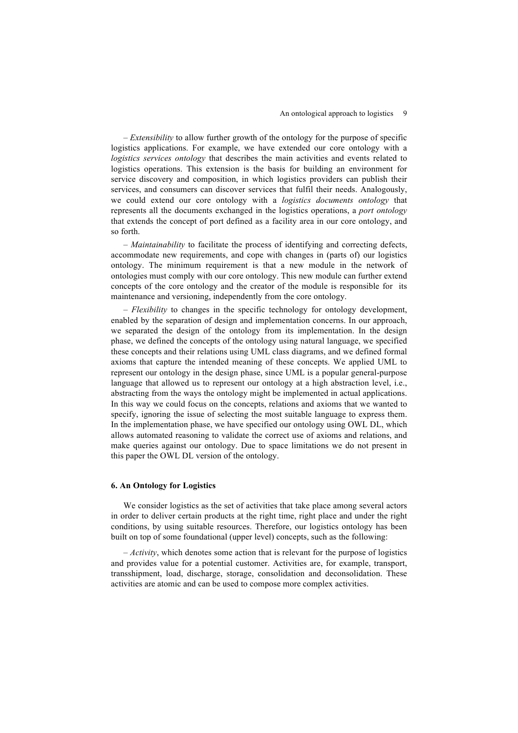– *Extensibility* to allow further growth of the ontology for the purpose of specific logistics applications. For example, we have extended our core ontology with a *logistics services ontology* that describes the main activities and events related to logistics operations. This extension is the basis for building an environment for service discovery and composition, in which logistics providers can publish their services, and consumers can discover services that fulfil their needs. Analogously, we could extend our core ontology with a *logistics documents ontology* that represents all the documents exchanged in the logistics operations, a *port ontology* that extends the concept of port defined as a facility area in our core ontology, and so forth.

– *Maintainability* to facilitate the process of identifying and correcting defects, accommodate new requirements, and cope with changes in (parts of) our logistics ontology. The minimum requirement is that a new module in the network of ontologies must comply with our core ontology. This new module can further extend concepts of the core ontology and the creator of the module is responsible for its maintenance and versioning, independently from the core ontology.

– *Flexibility* to changes in the specific technology for ontology development, enabled by the separation of design and implementation concerns. In our approach, we separated the design of the ontology from its implementation. In the design phase, we defined the concepts of the ontology using natural language, we specified these concepts and their relations using UML class diagrams, and we defined formal axioms that capture the intended meaning of these concepts. We applied UML to represent our ontology in the design phase, since UML is a popular general-purpose language that allowed us to represent our ontology at a high abstraction level, i.e., abstracting from the ways the ontology might be implemented in actual applications. In this way we could focus on the concepts, relations and axioms that we wanted to specify, ignoring the issue of selecting the most suitable language to express them. In the implementation phase, we have specified our ontology using OWL DL, which allows automated reasoning to validate the correct use of axioms and relations, and make queries against our ontology. Due to space limitations we do not present in this paper the OWL DL version of the ontology.

## 6. An Ontology for Logistics

We consider logistics as the set of activities that take place among several actors in order to deliver certain products at the right time, right place and under the right conditions, by using suitable resources. Therefore, our logistics ontology has been built on top of some foundational (upper level) concepts, such as the following:

– *Activity*, which denotes some action that is relevant for the purpose of logistics and provides value for a potential customer. Activities are, for example, transport, transshipment, load, discharge, storage, consolidation and deconsolidation. These activities are atomic and can be used to compose more complex activities.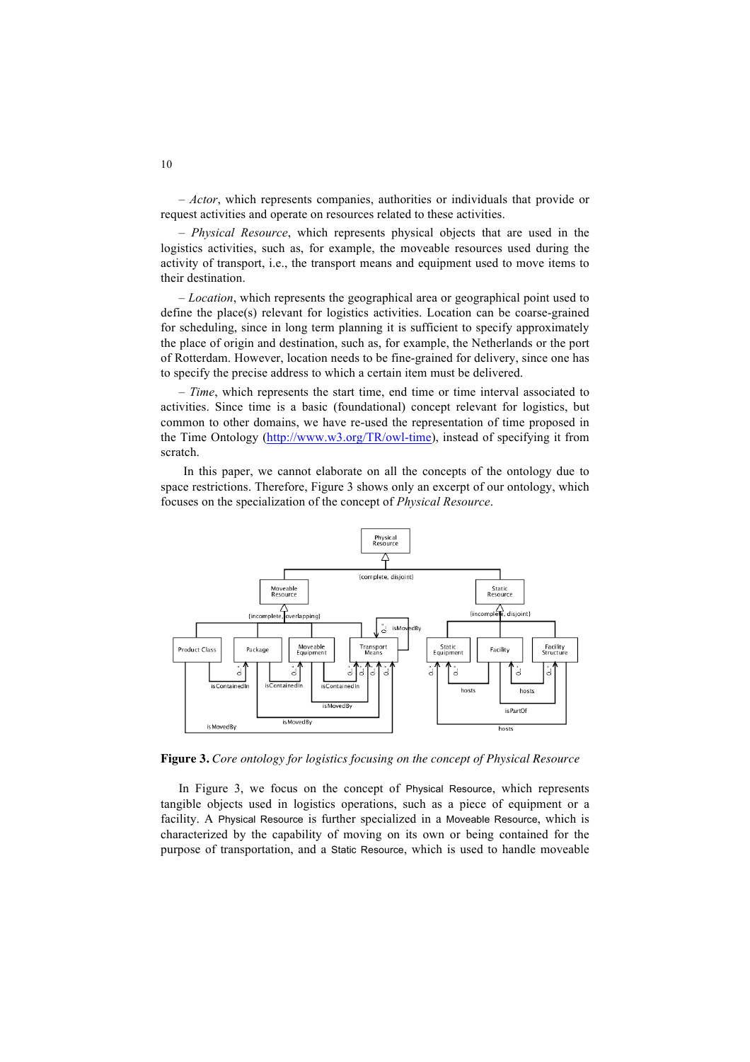– *Actor*, which represents companies, authorities or individuals that provide or request activities and operate on resources related to these activities.

– *Physical Resource*, which represents physical objects that are used in the logistics activities, such as, for example, the moveable resources used during the activity of transport, i.e., the transport means and equipment used to move items to their destination.

– *Location*, which represents the geographical area or geographical point used to define the place(s) relevant for logistics activities. Location can be coarse-grained for scheduling, since in long term planning it is sufficient to specify approximately the place of origin and destination, such as, for example, the Netherlands or the port of Rotterdam. However, location needs to be fine-grained for delivery, since one has to specify the precise address to which a certain item must be delivered.

– *Time*, which represents the start time, end time or time interval associated to activities. Since time is a basic (foundational) concept relevant for logistics, but common to other domains, we have re-used the representation of time proposed in the Time Ontology (http://www.w3.org/TR/owl-time), instead of specifying it from scratch.

In this paper, we cannot elaborate on all the concepts of the ontology due to space restrictions. Therefore, Figure 3 shows only an excerpt of our ontology, which focuses on the specialization of the concept of *Physical Resource*.

**Figure 3.** *Core ontology for logistics focusing on the concept of Physical Resource*

In Figure 3, we focus on the concept of Physical Resource, which represents tangible objects used in logistics operations, such as a piece of equipment or a facility. A Physical Resource is further specialized in a Moveable Resource, which is characterized by the capability of moving on its own or being contained for the purpose of transportation, and a Static Resource, which is used to handle moveable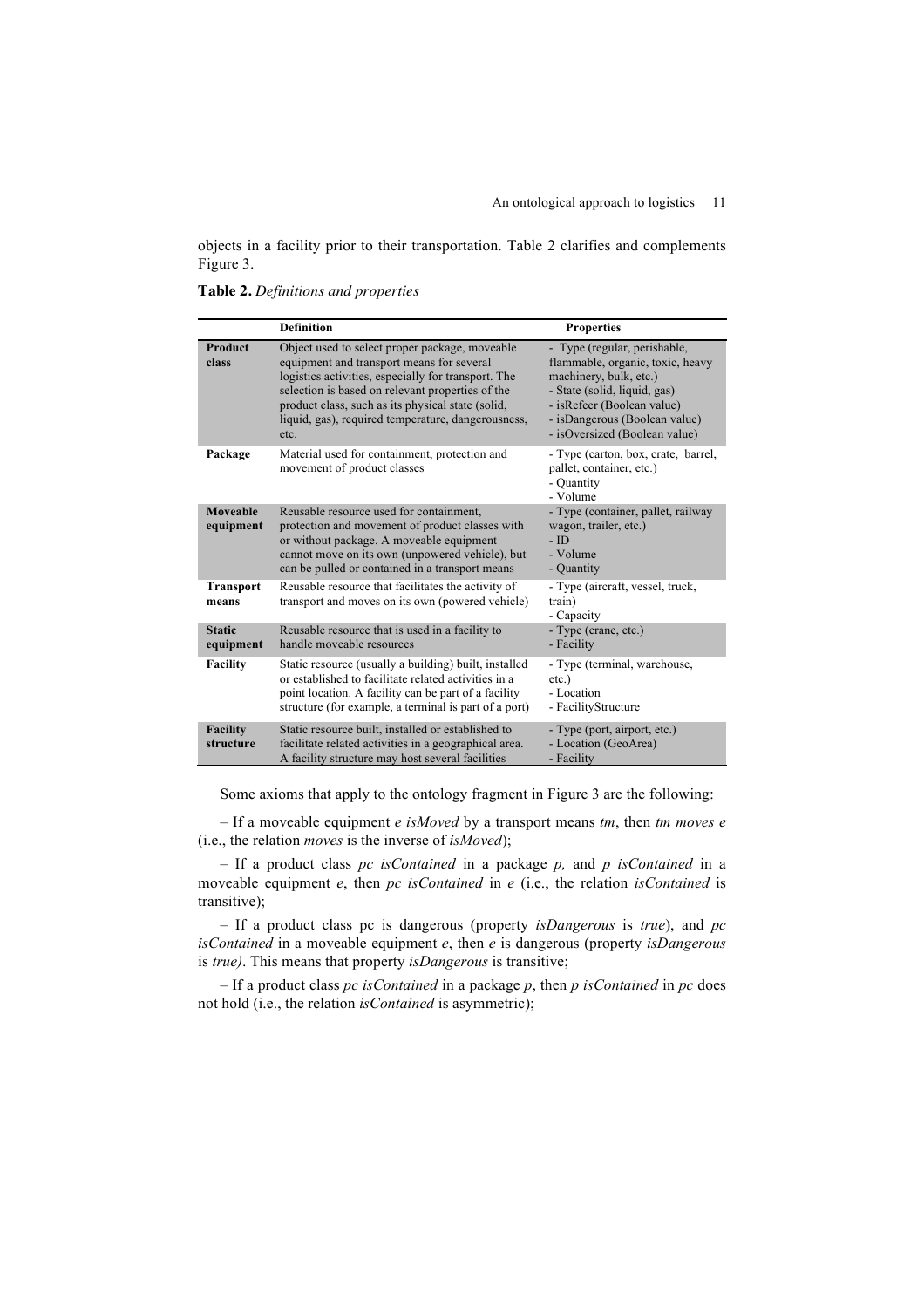objects in a facility prior to their transportation. Table 2 clarifies and complements Figure 3.

**Table 2.** *Definitions and properties*

| | **Definition** | **Properties** |
|---|---|---|
| **Product class** | Object used to select proper package, moveable equipment and transport means for several logistics activities, especially for transport. The selection is based on relevant properties of the product class, such as its physical state (solid, liquid, gas), required temperature, dangerousness, etc. | - Type (regular, perishable, flammable, organic, toxic, heavy machinery, bulk, etc.)<br>- State (solid, liquid, gas)<br>- isRefeer (Boolean value)<br>- isDangerous (Boolean value)<br>- isOversized (Boolean value) |
| **Package** | Material used for containment, protection and movement of product classes | - Type (carton, box, crate, barrel, pallet, container, etc.)<br>- Quantity<br>- Volume |
| **Moveable equipment** | Reusable resource used for containment, protection and movement of product classes with or without package. A moveable equipment cannot move on its own (unpowered vehicle), but can be pulled or contained in a transport means | - Type (container, pallet, railway wagon, trailer, etc.)<br>- ID<br>- Volume<br>- Quantity |
| **Transport means** | Reusable resource that facilitates the activity of transport and moves on its own (powered vehicle) | - Type (aircraft, vessel, truck, train)<br>- Capacity |
| **Static equipment** | Reusable resource that is used in a facility to handle moveable resources | - Type (crane, etc.)<br>- Facility |
| **Facility** | Static resource (usually a building) built, installed or established to facilitate related activities in a point location. A facility can be part of a facility structure (for example, a terminal is part of a port) | - Type (terminal, warehouse, etc.)<br>- Location<br>- FacilityStructure |
| **Facility structure** | Static resource built, installed or established to facilitate related activities in a geographical area. A facility structure may host several facilities | - Type (port, airport, etc.)<br>- Location (GeoArea)<br>- Facility |

Some axioms that apply to the ontology fragment in Figure 3 are the following:

– If a moveable equipment *e isMoved* by a transport means *tm*, then *tm moves e* (i.e., the relation *moves* is the inverse of *isMoved*);

– If a product class *pc isContained* in a package *p,* and *p isContained* in a moveable equipment *e*, then *pc isContained* in *e* (i.e., the relation *isContained* is transitive);

– If a product class pc is dangerous (property *isDangerous* is *true*), and *pc isContained* in a moveable equipment *e*, then *e* is dangerous (property *isDangerous* is *true)*. This means that property *isDangerous* is transitive;

– If a product class *pc isContained* in a package *p*, then *p isContained* in *pc* does not hold (i.e., the relation *isContained* is asymmetric);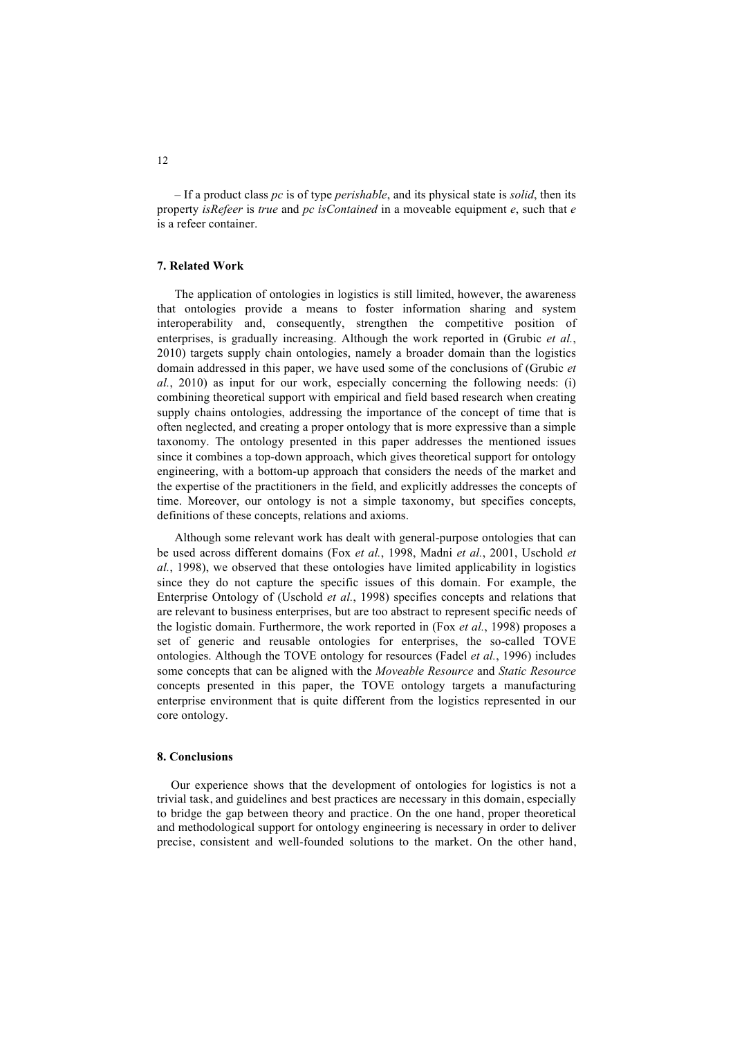– If a product class *pc* is of type *perishable*, and its physical state is *solid*, then its property *isRefeer* is *true* and *pc isContained* in a moveable equipment *e*, such that *e* is a refeer container.

### 7. Related Work

The application of ontologies in logistics is still limited, however, the awareness that ontologies provide a means to foster information sharing and system interoperability and, consequently, strengthen the competitive position of enterprises, is gradually increasing. Although the work reported in (Grubic *et al.*, 2010) targets supply chain ontologies, namely a broader domain than the logistics domain addressed in this paper, we have used some of the conclusions of (Grubic *et al.*, 2010) as input for our work, especially concerning the following needs: (i) combining theoretical support with empirical and field based research when creating supply chains ontologies, addressing the importance of the concept of time that is often neglected, and creating a proper ontology that is more expressive than a simple taxonomy. The ontology presented in this paper addresses the mentioned issues since it combines a top-down approach, which gives theoretical support for ontology engineering, with a bottom-up approach that considers the needs of the market and the expertise of the practitioners in the field, and explicitly addresses the concepts of time. Moreover, our ontology is not a simple taxonomy, but specifies concepts, definitions of these concepts, relations and axioms.

Although some relevant work has dealt with general-purpose ontologies that can be used across different domains (Fox *et al.*, 1998, Madni *et al.*, 2001, Uschold *et al.*, 1998), we observed that these ontologies have limited applicability in logistics since they do not capture the specific issues of this domain. For example, the Enterprise Ontology of (Uschold *et al.*, 1998) specifies concepts and relations that are relevant to business enterprises, but are too abstract to represent specific needs of the logistic domain. Furthermore, the work reported in (Fox *et al.*, 1998) proposes a set of generic and reusable ontologies for enterprises, the so-called TOVE ontologies. Although the TOVE ontology for resources (Fadel *et al.*, 1996) includes some concepts that can be aligned with the *Moveable Resource* and *Static Resource* concepts presented in this paper, the TOVE ontology targets a manufacturing enterprise environment that is quite different from the logistics represented in our core ontology.

### 8. Conclusions

Our experience shows that the development of ontologies for logistics is not a trivial task, and guidelines and best practices are necessary in this domain, especially to bridge the gap between theory and practice. On the one hand, proper theoretical and methodological support for ontology engineering is necessary in order to deliver precise, consistent and well-founded solutions to the market. On the other hand,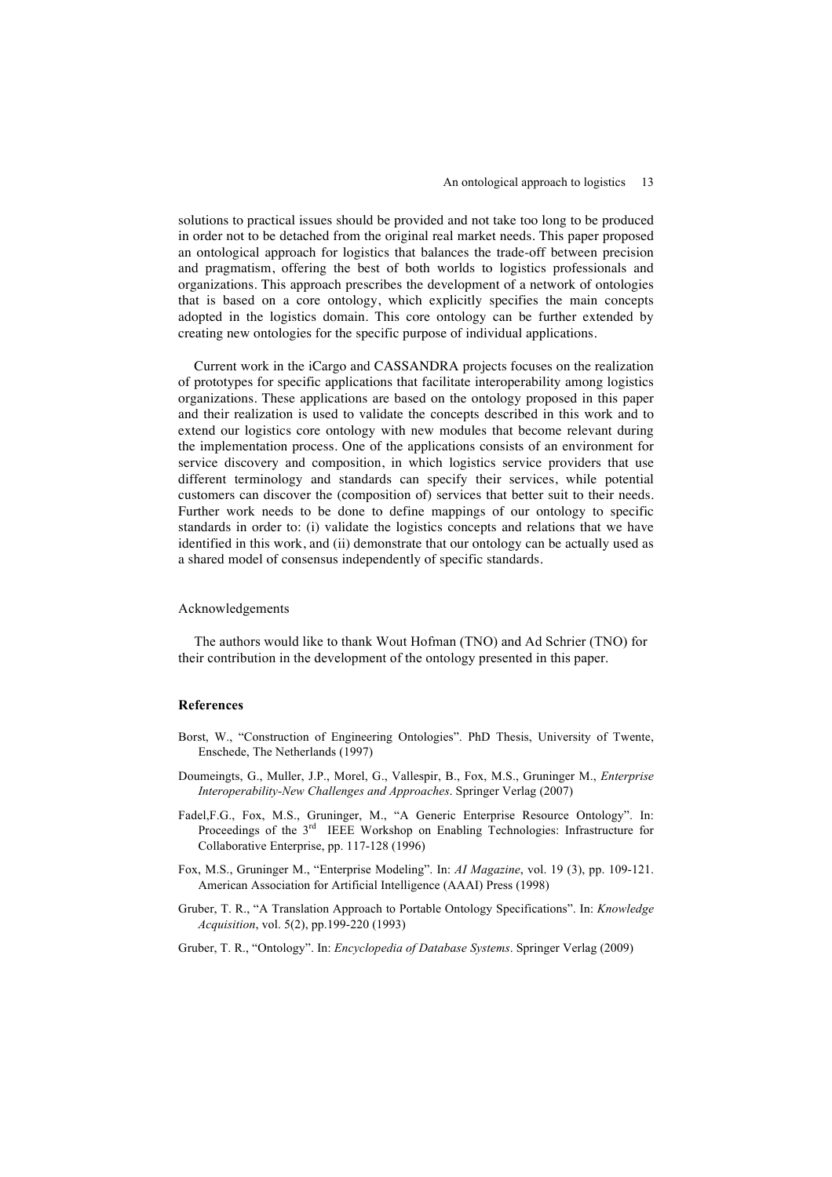solutions to practical issues should be provided and not take too long to be produced in order not to be detached from the original real market needs. This paper proposed an ontological approach for logistics that balances the trade-off between precision and pragmatism, offering the best of both worlds to logistics professionals and organizations. This approach prescribes the development of a network of ontologies that is based on a core ontology, which explicitly specifies the main concepts adopted in the logistics domain. This core ontology can be further extended by creating new ontologies for the specific purpose of individual applications.

Current work in the iCargo and CASSANDRA projects focuses on the realization of prototypes for specific applications that facilitate interoperability among logistics organizations. These applications are based on the ontology proposed in this paper and their realization is used to validate the concepts described in this work and to extend our logistics core ontology with new modules that become relevant during the implementation process. One of the applications consists of an environment for service discovery and composition, in which logistics service providers that use different terminology and standards can specify their services, while potential customers can discover the (composition of) services that better suit to their needs. Further work needs to be done to define mappings of our ontology to specific standards in order to: (i) validate the logistics concepts and relations that we have identified in this work, and (ii) demonstrate that our ontology can be actually used as a shared model of consensus independently of specific standards.

Acknowledgements

The authors would like to thank Wout Hofman (TNO) and Ad Schrier (TNO) for their contribution in the development of the ontology presented in this paper.

## References

Borst, W., "Construction of Engineering Ontologies". PhD Thesis, University of Twente, Enschede, The Netherlands (1997)

Doumeingts, G., Muller, J.P., Morel, G., Vallespir, B., Fox, M.S., Gruninger M., *Enterprise Interoperability-New Challenges and Approaches*. Springer Verlag (2007)

Fadel,F.G., Fox, M.S., Gruninger, M., "A Generic Enterprise Resource Ontology". In: Proceedings of the 3rd IEEE Workshop on Enabling Technologies: Infrastructure for Collaborative Enterprise, pp. 117-128 (1996)

Fox, M.S., Gruninger M., "Enterprise Modeling". In: *AI Magazine*, vol. 19 (3), pp. 109-121. American Association for Artificial Intelligence (AAAI) Press (1998)

Gruber, T. R., "A Translation Approach to Portable Ontology Specifications". In: *Knowledge Acquisition*, vol. 5(2), pp.199-220 (1993)

Gruber, T. R., "Ontology". In: *Encyclopedia of Database Systems*. Springer Verlag (2009)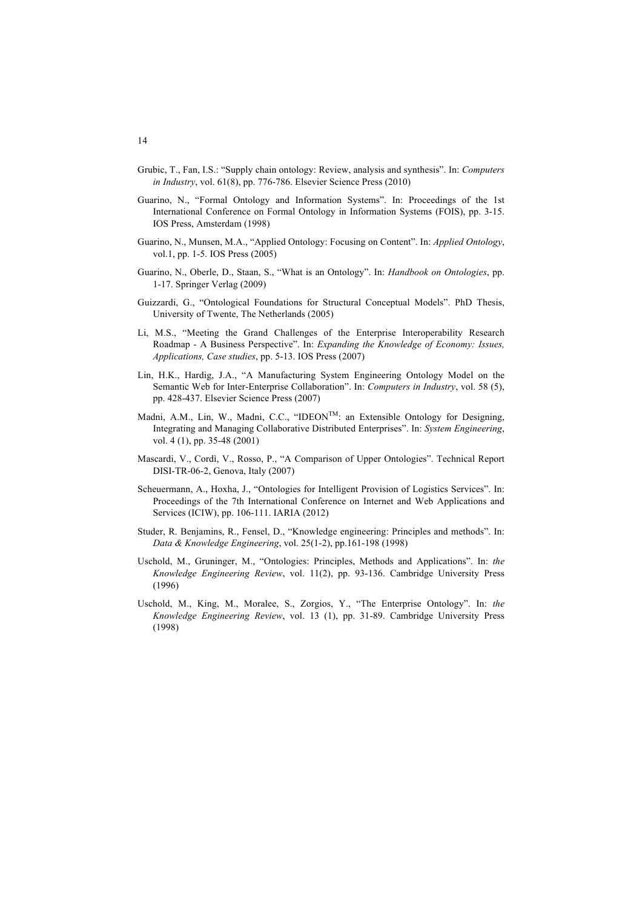Grubic, T., Fan, I.S.: "Supply chain ontology: Review, analysis and synthesis". In: *Computers in Industry*, vol. 61(8), pp. 776-786. Elsevier Science Press (2010)

Guarino, N., "Formal Ontology and Information Systems". In: Proceedings of the 1st International Conference on Formal Ontology in Information Systems (FOIS), pp. 3-15. IOS Press, Amsterdam (1998)

Guarino, N., Munsen, M.A., "Applied Ontology: Focusing on Content". In: *Applied Ontology*, vol.1, pp. 1-5. IOS Press (2005)

Guarino, N., Oberle, D., Staan, S., "What is an Ontology". In: *Handbook on Ontologies*, pp. 1-17. Springer Verlag (2009)

Guizzardi, G., "Ontological Foundations for Structural Conceptual Models". PhD Thesis, University of Twente, The Netherlands (2005)

Li, M.S., "Meeting the Grand Challenges of the Enterprise Interoperability Research Roadmap - A Business Perspective". In: *Expanding the Knowledge of Economy: Issues, Applications, Case studies*, pp. 5-13. IOS Press (2007)

Lin, H.K., Hardig, J.A., "A Manufacturing System Engineering Ontology Model on the Semantic Web for Inter-Enterprise Collaboration". In: *Computers in Industry*, vol. 58 (5), pp. 428-437. Elsevier Science Press (2007)

Madni, A.M., Lin, W., Madni, C.C., "IDEON$^{TM}$: an Extensible Ontology for Designing, Integrating and Managing Collaborative Distributed Enterprises". In: *System Engineering*, vol. 4 (1), pp. 35-48 (2001)

Mascardi, V., Cordì, V., Rosso, P., "A Comparison of Upper Ontologies". Technical Report DISI-TR-06-2, Genova, Italy (2007)

Scheuermann, A., Hoxha, J., "Ontologies for Intelligent Provision of Logistics Services". In: Proceedings of the 7th International Conference on Internet and Web Applications and Services (ICIW), pp. 106-111. IARIA (2012)

Studer, R. Benjamins, R., Fensel, D., "Knowledge engineering: Principles and methods". In: *Data & Knowledge Engineering*, vol. 25(1-2), pp.161-198 (1998)

Uschold, M., Gruninger, M., "Ontologies: Principles, Methods and Applications". In: *the Knowledge Engineering Review*, vol. 11(2), pp. 93-136. Cambridge University Press (1996)

Uschold, M., King, M., Moralee, S., Zorgios, Y., "The Enterprise Ontology". In: *the Knowledge Engineering Review*, vol. 13 (1), pp. 31-89. Cambridge University Press (1998)